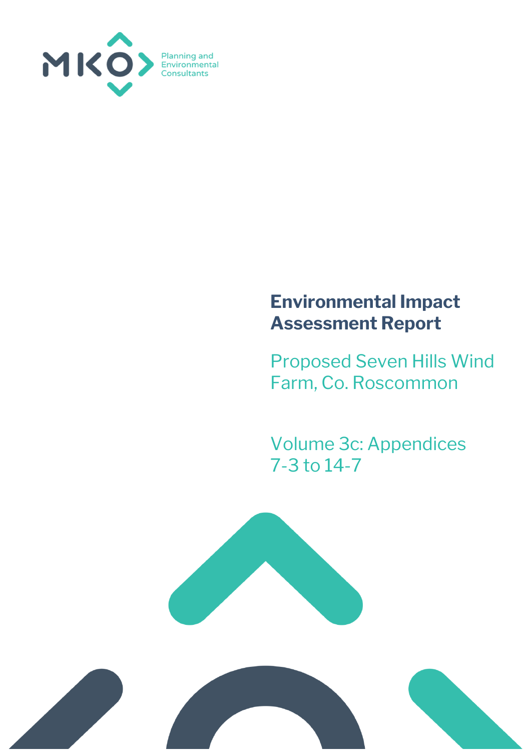MKO Planning and Environmental Consultants

# Environmental Impact Assessment Report

## Proposed Seven Hills Wind Farm, Co. Roscommon

## Volume 3c: Appendices 7-3 to 14-7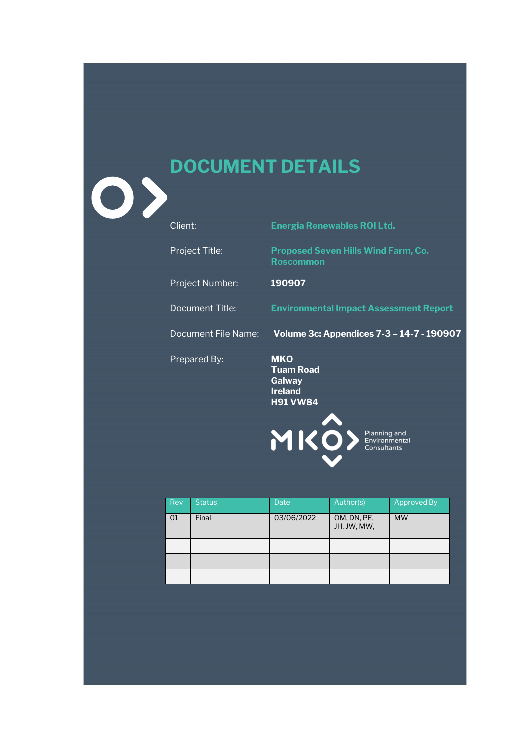# DOCUMENT DETAILS

| | |
|---|---|
| Client: | **Energia Renewables ROI Ltd.** |
| Project Title: | **Proposed Seven Hills Wind Farm, Co. Roscommon** |
| Project Number: | **190907** |
| Document Title: | **Environmental Impact Assessment Report** |
| Document File Name: | **Volume 3c: Appendices 7-3 – 14-7 - 190907** |
| Prepared By: | **MKO**<br>**Tuam Road**<br>**Galway**<br>**Ireland**<br>**H91 VW84** |

MKO Planning and Environmental Consultants

| Rev | Status | Date | Author(s) | Approved By |
|---|---|---|---|---|
| 01 | Final | 03/06/2022 | ÓM, DN, PE, JH, JW, MW, | MW |
| | | | | |
| | | | | |
| | | | | |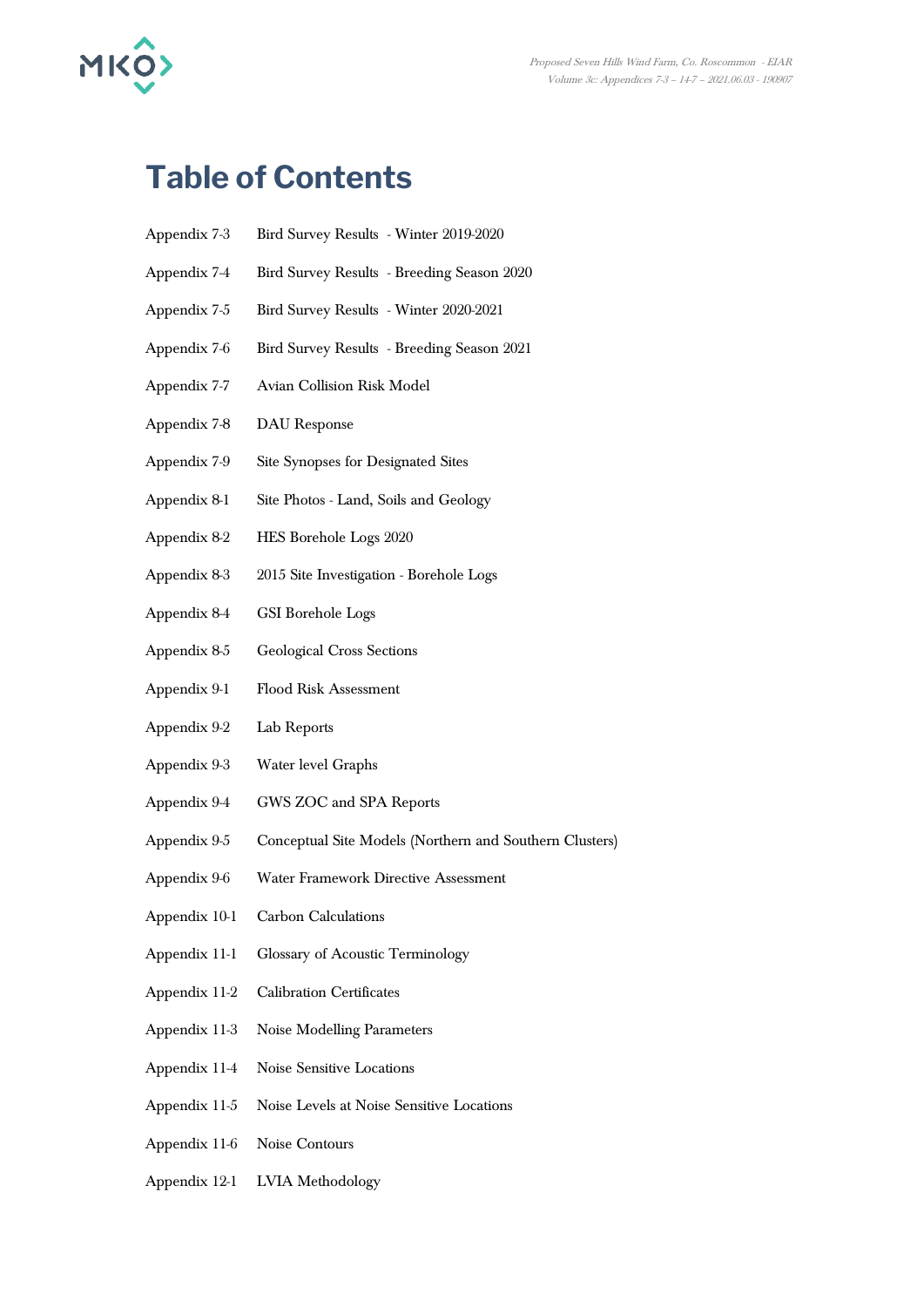# Table of Contents

| | |
|---|---|
| Appendix 7-3 | Bird Survey Results - Winter 2019-2020 |
| Appendix 7-4 | Bird Survey Results - Breeding Season 2020 |
| Appendix 7-5 | Bird Survey Results - Winter 2020-2021 |
| Appendix 7-6 | Bird Survey Results - Breeding Season 2021 |
| Appendix 7-7 | Avian Collision Risk Model |
| Appendix 7-8 | DAU Response |
| Appendix 7-9 | Site Synopses for Designated Sites |
| Appendix 8-1 | Site Photos - Land, Soils and Geology |
| Appendix 8-2 | HES Borehole Logs 2020 |
| Appendix 8-3 | 2015 Site Investigation - Borehole Logs |
| Appendix 8-4 | GSI Borehole Logs |
| Appendix 8-5 | Geological Cross Sections |
| Appendix 9-1 | Flood Risk Assessment |
| Appendix 9-2 | Lab Reports |
| Appendix 9-3 | Water level Graphs |
| Appendix 9-4 | GWS ZOC and SPA Reports |
| Appendix 9-5 | Conceptual Site Models (Northern and Southern Clusters) |
| Appendix 9-6 | Water Framework Directive Assessment |
| Appendix 10-1 | Carbon Calculations |
| Appendix 11-1 | Glossary of Acoustic Terminology |
| Appendix 11-2 | Calibration Certificates |
| Appendix 11-3 | Noise Modelling Parameters |
| Appendix 11-4 | Noise Sensitive Locations |
| Appendix 11-5 | Noise Levels at Noise Sensitive Locations |
| Appendix 11-6 | Noise Contours |
| Appendix 12-1 | LVIA Methodology |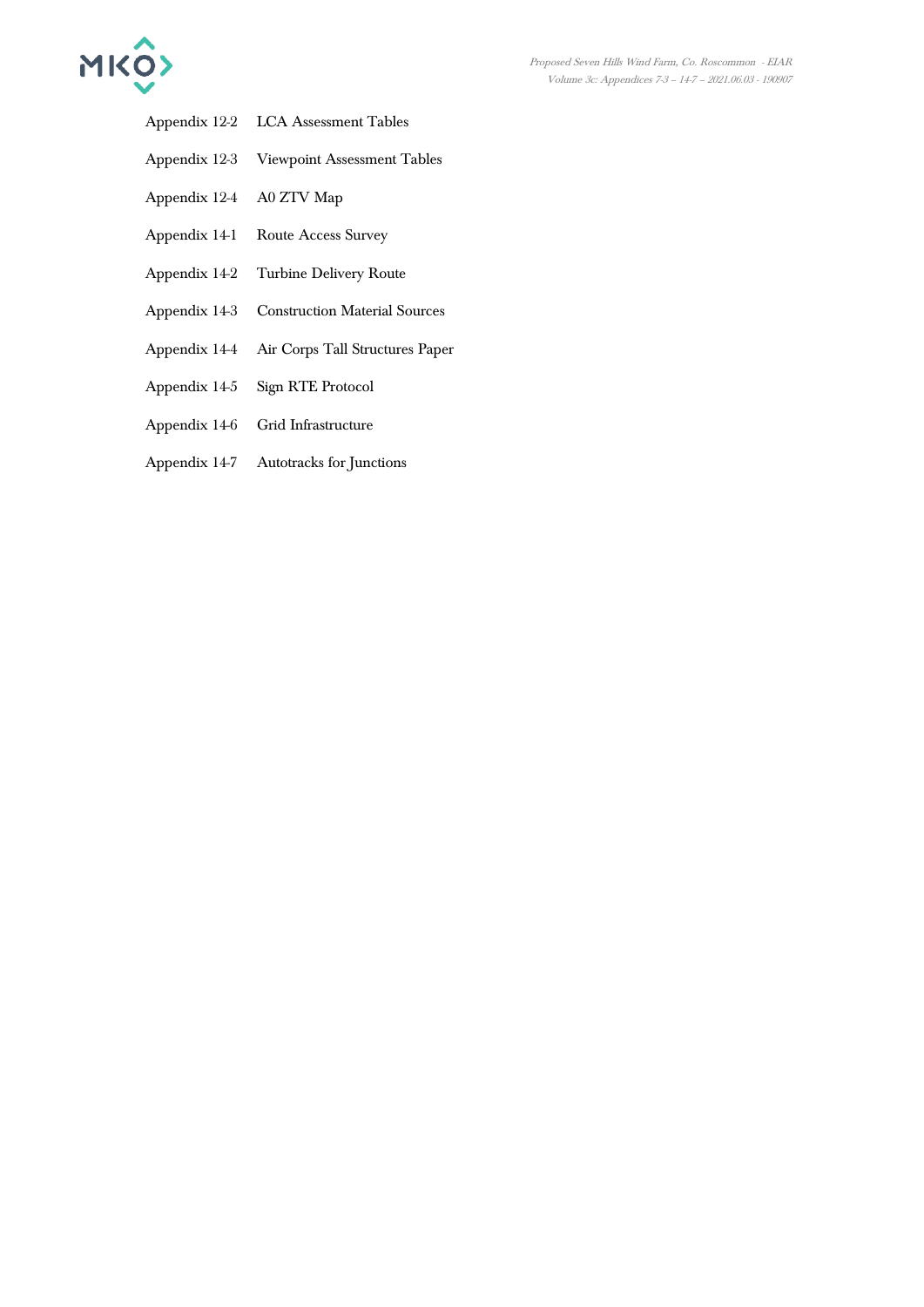Appendix 12-2 LCA Assessment Tables

Appendix 12-3 Viewpoint Assessment Tables

Appendix 12-4 A0 ZTV Map

Appendix 14-1 Route Access Survey

Appendix 14-2 Turbine Delivery Route

Appendix 14-3 Construction Material Sources

Appendix 14-4 Air Corps Tall Structures Paper

Appendix 14-5 Sign RTE Protocol

Appendix 14-6 Grid Infrastructure

Appendix 14-7 Autotracks for Junctions